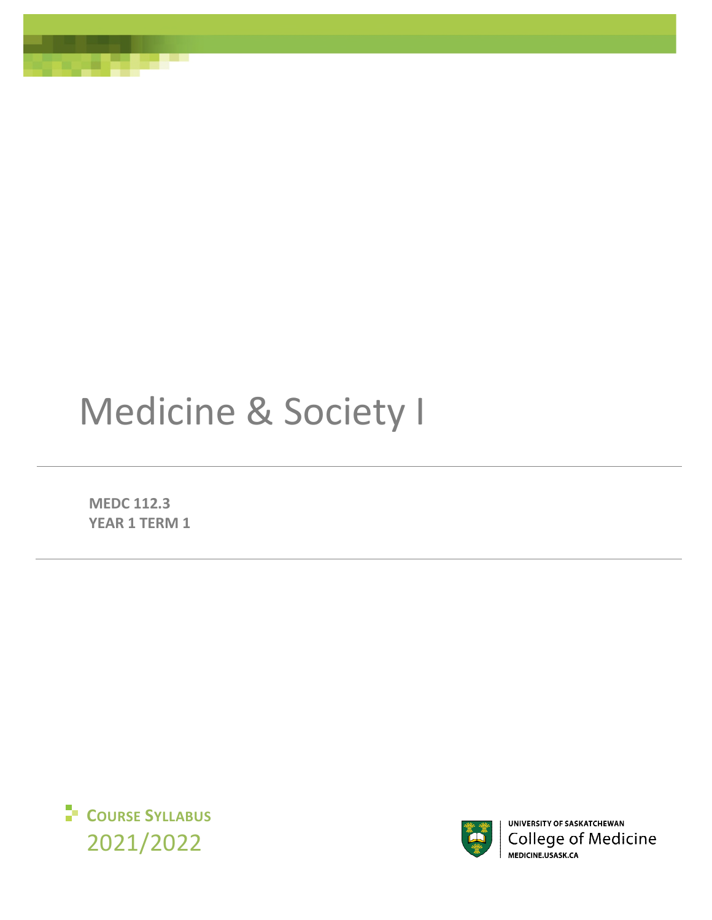# Medicine & Society I

**MEDC 112.3**
**YEAR 1 TERM 1**

**COURSE SYLLABUS**
2021/2022

UNIVERSITY OF SASKATCHEWAN
College of Medicine
MEDICINE.USASK.CA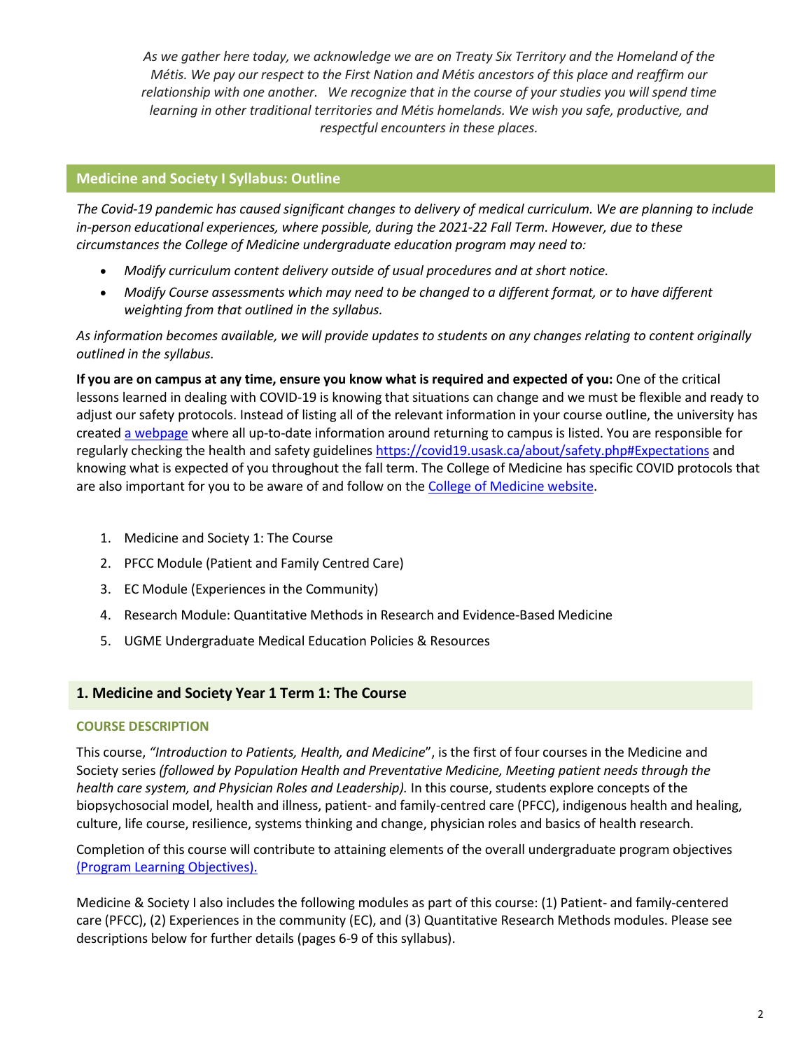*As we gather here today, we acknowledge we are on Treaty Six Territory and the Homeland of the Métis. We pay our respect to the First Nation and Métis ancestors of this place and reaffirm our relationship with one another. We recognize that in the course of your studies you will spend time learning in other traditional territories and Métis homelands. We wish you safe, productive, and respectful encounters in these places.*

## Medicine and Society I Syllabus: Outline

*The Covid-19 pandemic has caused significant changes to delivery of medical curriculum. We are planning to include in-person educational experiences, where possible, during the 2021-22 Fall Term. However, due to these circumstances the College of Medicine undergraduate education program may need to:*

- *Modify curriculum content delivery outside of usual procedures and at short notice.*
- *Modify Course assessments which may need to be changed to a different format, or to have different weighting from that outlined in the syllabus.*

*As information becomes available, we will provide updates to students on any changes relating to content originally outlined in the syllabus.*

**If you are on campus at any time, ensure you know what is required and expected of you:** One of the critical lessons learned in dealing with COVID-19 is knowing that situations can change and we must be flexible and ready to adjust our safety protocols. Instead of listing all of the relevant information in your course outline, the university has created a webpage where all up-to-date information around returning to campus is listed. You are responsible for regularly checking the health and safety guidelines https://covid19.usask.ca/about/safety.php#Expectations and knowing what is expected of you throughout the fall term. The College of Medicine has specific COVID protocols that are also important for you to be aware of and follow on the College of Medicine website.

1. Medicine and Society 1: The Course
2. PFCC Module (Patient and Family Centred Care)
3. EC Module (Experiences in the Community)
4. Research Module: Quantitative Methods in Research and Evidence-Based Medicine
5. UGME Undergraduate Medical Education Policies & Resources

## 1. Medicine and Society Year 1 Term 1: The Course

### COURSE DESCRIPTION

This course, *"Introduction to Patients, Health, and Medicine*", is the first of four courses in the Medicine and Society series *(followed by Population Health and Preventative Medicine, Meeting patient needs through the health care system, and Physician Roles and Leadership).* In this course, students explore concepts of the biopsychosocial model, health and illness, patient- and family-centred care (PFCC), indigenous health and healing, culture, life course, resilience, systems thinking and change, physician roles and basics of health research.

Completion of this course will contribute to attaining elements of the overall undergraduate program objectives (Program Learning Objectives).

Medicine & Society I also includes the following modules as part of this course: (1) Patient- and family-centered care (PFCC), (2) Experiences in the community (EC), and (3) Quantitative Research Methods modules. Please see descriptions below for further details (pages 6-9 of this syllabus).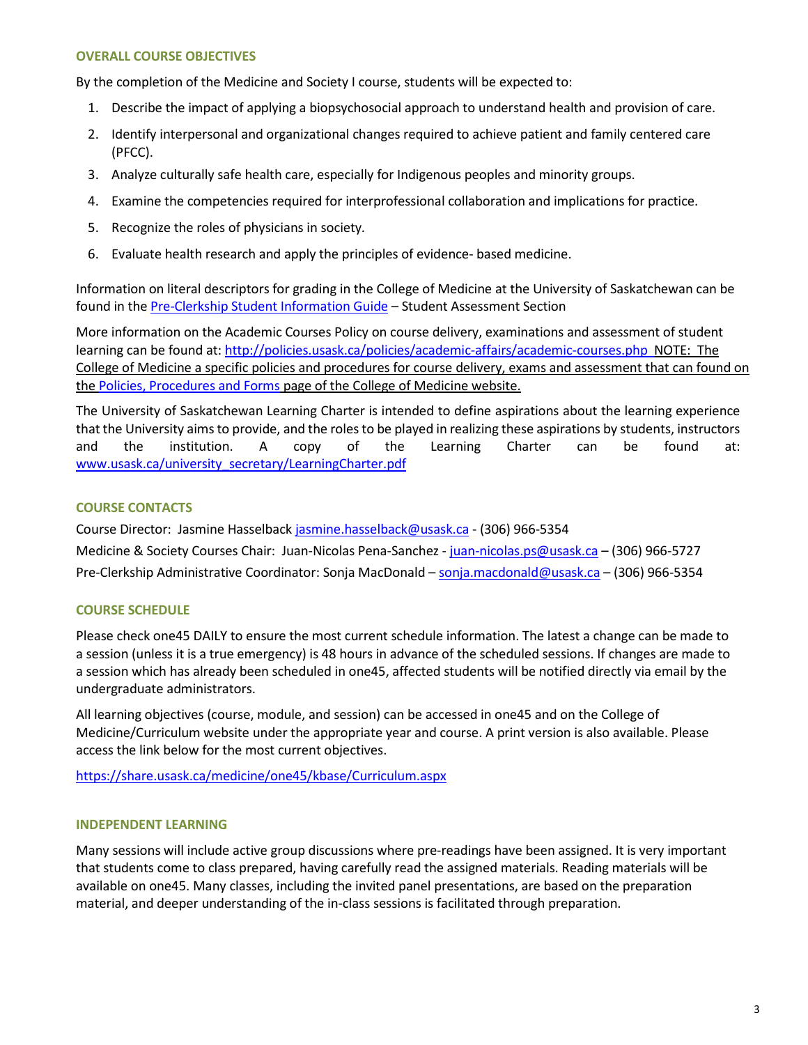### OVERALL COURSE OBJECTIVES

By the completion of the Medicine and Society I course, students will be expected to:

1. Describe the impact of applying a biopsychosocial approach to understand health and provision of care.
2. Identify interpersonal and organizational changes required to achieve patient and family centered care (PFCC).
3. Analyze culturally safe health care, especially for Indigenous peoples and minority groups.
4. Examine the competencies required for interprofessional collaboration and implications for practice.
5. Recognize the roles of physicians in society.
6. Evaluate health research and apply the principles of evidence- based medicine.

Information on literal descriptors for grading in the College of Medicine at the University of Saskatchewan can be found in the Pre-Clerkship Student Information Guide – Student Assessment Section

More information on the Academic Courses Policy on course delivery, examinations and assessment of student learning can be found at: http://policies.usask.ca/policies/academic-affairs/academic-courses.php NOTE: The College of Medicine a specific policies and procedures for course delivery, exams and assessment that can found on the Policies, Procedures and Forms page of the College of Medicine website.

The University of Saskatchewan Learning Charter is intended to define aspirations about the learning experience that the University aims to provide, and the roles to be played in realizing these aspirations by students, instructors and the institution. A copy of the Learning Charter can be found at: www.usask.ca/university_secretary/LearningCharter.pdf

### COURSE CONTACTS

Course Director: Jasmine Hasselback jasmine.hasselback@usask.ca - (306) 966-5354

Medicine & Society Courses Chair: Juan-Nicolas Pena-Sanchez - juan-nicolas.ps@usask.ca – (306) 966-5727

Pre-Clerkship Administrative Coordinator: Sonja MacDonald – sonja.macdonald@usask.ca – (306) 966-5354

### COURSE SCHEDULE

Please check one45 DAILY to ensure the most current schedule information. The latest a change can be made to a session (unless it is a true emergency) is 48 hours in advance of the scheduled sessions. If changes are made to a session which has already been scheduled in one45, affected students will be notified directly via email by the undergraduate administrators.

All learning objectives (course, module, and session) can be accessed in one45 and on the College of Medicine/Curriculum website under the appropriate year and course. A print version is also available. Please access the link below for the most current objectives.

https://share.usask.ca/medicine/one45/kbase/Curriculum.aspx

### INDEPENDENT LEARNING

Many sessions will include active group discussions where pre-readings have been assigned. It is very important that students come to class prepared, having carefully read the assigned materials. Reading materials will be available on one45. Many classes, including the invited panel presentations, are based on the preparation material, and deeper understanding of the in-class sessions is facilitated through preparation.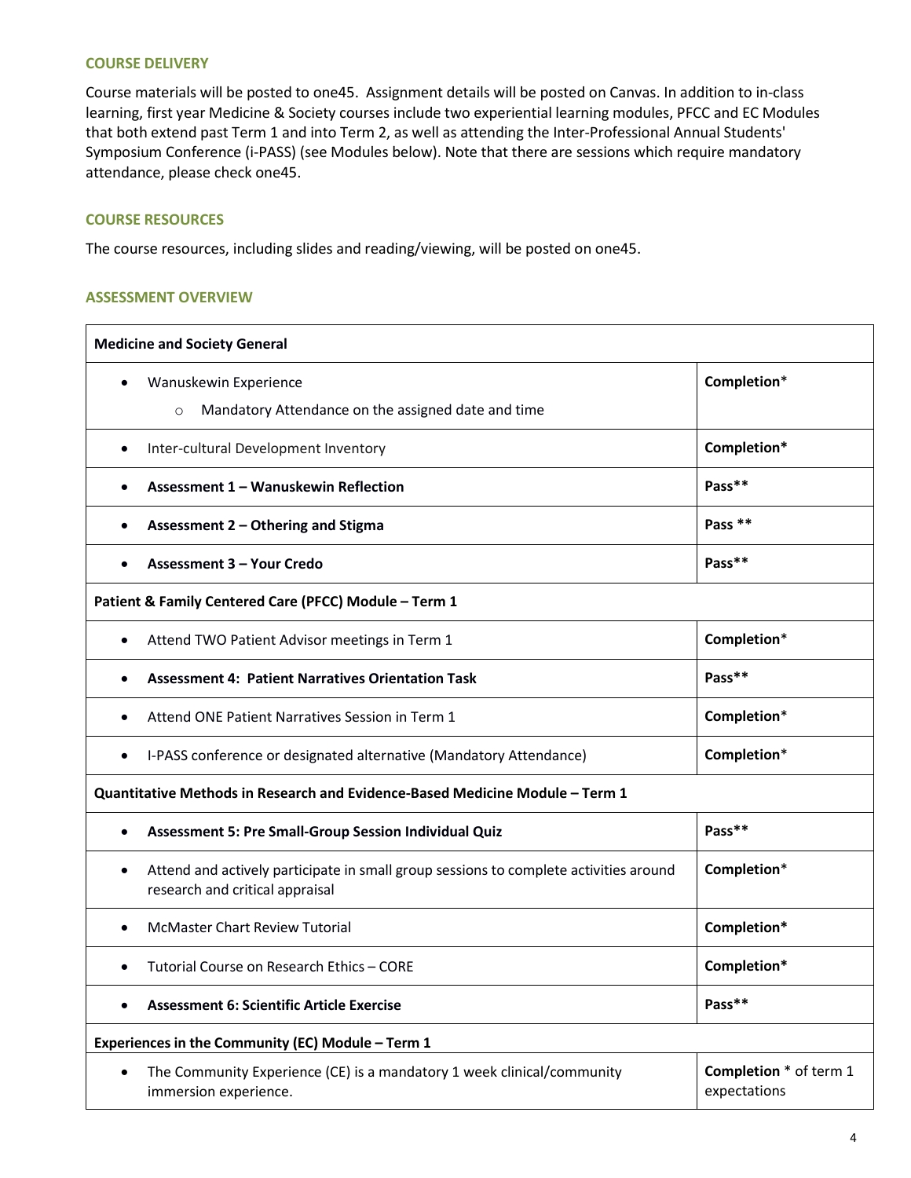#### COURSE DELIVERY

Course materials will be posted to one45. Assignment details will be posted on Canvas. In addition to in-class learning, first year Medicine & Society courses include two experiential learning modules, PFCC and EC Modules that both extend past Term 1 and into Term 2, as well as attending the Inter-Professional Annual Students' Symposium Conference (i-PASS) (see Modules below). Note that there are sessions which require mandatory attendance, please check one45.

#### COURSE RESOURCES

The course resources, including slides and reading/viewing, will be posted on one45.

#### ASSESSMENT OVERVIEW

| **Medicine and Society General** | |
|---|---|
| • Wanuskewin Experience<br>  ○ Mandatory Attendance on the assigned date and time | **Completion***|
| • Inter-cultural Development Inventory | **Completion*** |
| • **Assessment 1 – Wanuskewin Reflection** | **Pass**** |
| • **Assessment 2 – Othering and Stigma** | **Pass **** |
| • **Assessment 3 – Your Credo** | **Pass**** |
| **Patient & Family Centered Care (PFCC) Module – Term 1** | |
| • Attend TWO Patient Advisor meetings in Term 1 | **Completion*** |
| • **Assessment 4: Patient Narratives Orientation Task** | **Pass**** |
| • Attend ONE Patient Narratives Session in Term 1 | **Completion*** |
| • I-PASS conference or designated alternative (Mandatory Attendance) | **Completion*** |
| **Quantitative Methods in Research and Evidence-Based Medicine Module – Term 1** | |
| • **Assessment 5: Pre Small-Group Session Individual Quiz** | **Pass**** |
| • Attend and actively participate in small group sessions to complete activities around research and critical appraisal | **Completion*** |
| • McMaster Chart Review Tutorial | **Completion*** |
| • Tutorial Course on Research Ethics – CORE | **Completion*** |
| • **Assessment 6: Scientific Article Exercise** | **Pass**** |
| **Experiences in the Community (EC) Module – Term 1** | |
| • The Community Experience (CE) is a mandatory 1 week clinical/community immersion experience. | **Completion** * of term 1 expectations |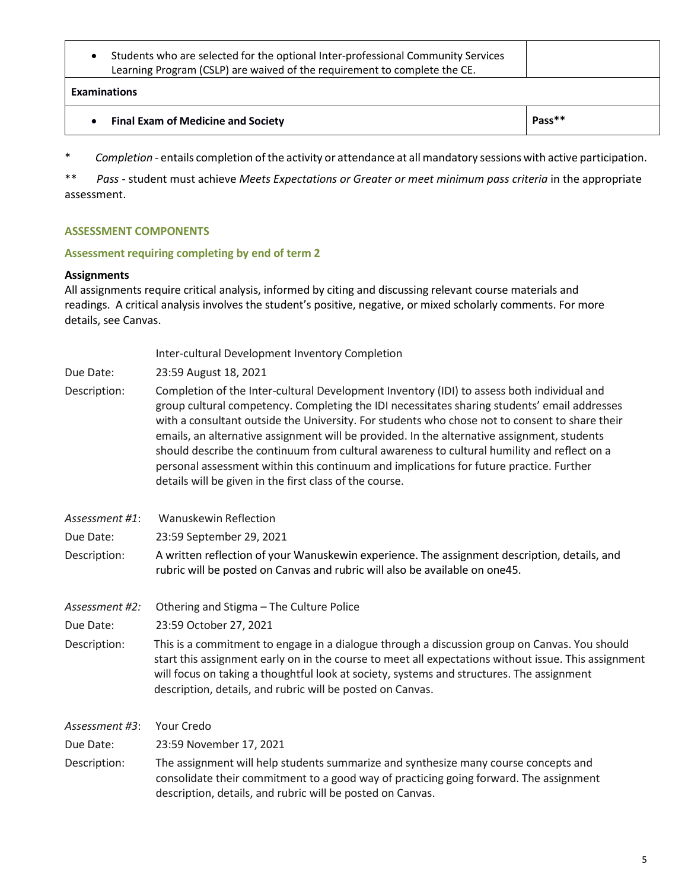| | |
|---|---|
| • Students who are selected for the optional Inter-professional Community Services Learning Program (CSLP) are waived of the requirement to complete the CE. | |
| **Examinations** | |
| • **Final Exam of Medicine and Society** | **Pass**** |

\* *Completion* - entails completion of the activity or attendance at all mandatory sessions with active participation.

\*\* *Pass* - student must achieve *Meets Expectations or Greater or meet minimum pass criteria* in the appropriate assessment.

## ASSESSMENT COMPONENTS

### Assessment requiring completing by end of term 2

**Assignments**

All assignments require critical analysis, informed by citing and discussing relevant course materials and readings. A critical analysis involves the student's positive, negative, or mixed scholarly comments. For more details, see Canvas.

Inter-cultural Development Inventory Completion

Due Date: 23:59 August 18, 2021

Description: Completion of the Inter-cultural Development Inventory (IDI) to assess both individual and group cultural competency. Completing the IDI necessitates sharing students' email addresses with a consultant outside the University. For students who chose not to consent to share their emails, an alternative assignment will be provided. In the alternative assignment, students should describe the continuum from cultural awareness to cultural humility and reflect on a personal assessment within this continuum and implications for future practice. Further details will be given in the first class of the course.

*Assessment #1*: Wanuskewin Reflection

Due Date: 23:59 September 29, 2021

Description: A written reflection of your Wanuskewin experience. The assignment description, details, and rubric will be posted on Canvas and rubric will also be available on one45.

*Assessment #2:* Othering and Stigma – The Culture Police

Due Date: 23:59 October 27, 2021

Description: This is a commitment to engage in a dialogue through a discussion group on Canvas. You should start this assignment early on in the course to meet all expectations without issue. This assignment will focus on taking a thoughtful look at society, systems and structures. The assignment description, details, and rubric will be posted on Canvas.

*Assessment #3*: Your Credo

Due Date: 23:59 November 17, 2021

Description: The assignment will help students summarize and synthesize many course concepts and consolidate their commitment to a good way of practicing going forward. The assignment description, details, and rubric will be posted on Canvas.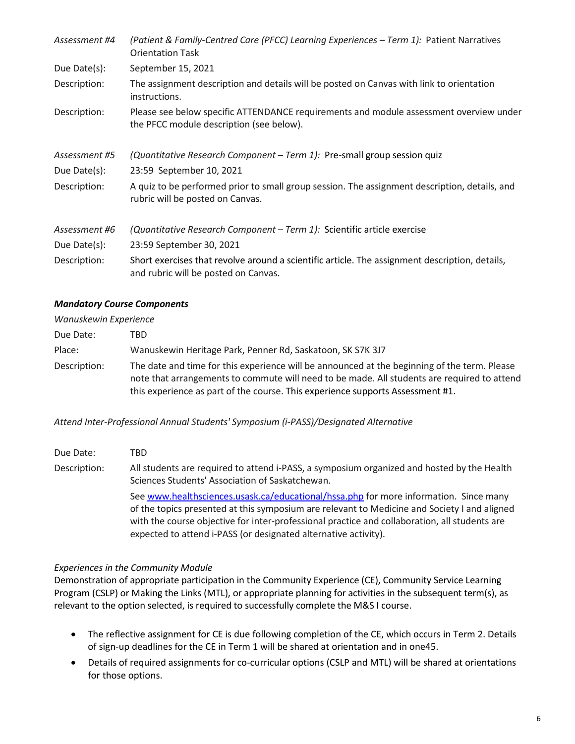*Assessment #4* *(Patient & Family-Centred Care (PFCC) Learning Experiences – Term 1):* Patient Narratives Orientation Task

Due Date(s): September 15, 2021

Description: The assignment description and details will be posted on Canvas with link to orientation instructions.

Description: Please see below specific ATTENDANCE requirements and module assessment overview under the PFCC module description (see below).

*Assessment #5* *(Quantitative Research Component – Term 1):* Pre-small group session quiz

Due Date(s): 23:59 September 10, 2021

Description: A quiz to be performed prior to small group session. The assignment description, details, and rubric will be posted on Canvas.

*Assessment #6* *(Quantitative Research Component – Term 1):* Scientific article exercise

Due Date(s): 23:59 September 30, 2021

Description: Short exercises that revolve around a scientific article. The assignment description, details, and rubric will be posted on Canvas.

***Mandatory Course Components***

*Wanuskewin Experience*

Due Date: TBD

Place: Wanuskewin Heritage Park, Penner Rd, Saskatoon, SK S7K 3J7

Description: The date and time for this experience will be announced at the beginning of the term. Please note that arrangements to commute will need to be made. All students are required to attend this experience as part of the course. This experience supports Assessment #1.

*Attend Inter-Professional Annual Students' Symposium (i-PASS)/Designated Alternative*

Due Date: TBD

Description: All students are required to attend i-PASS, a symposium organized and hosted by the Health Sciences Students' Association of Saskatchewan.

See [www.healthsciences.usask.ca/educational/hssa.php](www.healthsciences.usask.ca/educational/hssa.php) for more information. Since many of the topics presented at this symposium are relevant to Medicine and Society I and aligned with the course objective for inter-professional practice and collaboration, all students are expected to attend i-PASS (or designated alternative activity).

*Experiences in the Community Module*

Demonstration of appropriate participation in the Community Experience (CE), Community Service Learning Program (CSLP) or Making the Links (MTL), or appropriate planning for activities in the subsequent term(s), as relevant to the option selected, is required to successfully complete the M&S I course.

- The reflective assignment for CE is due following completion of the CE, which occurs in Term 2. Details of sign-up deadlines for the CE in Term 1 will be shared at orientation and in one45.
- Details of required assignments for co-curricular options (CSLP and MTL) will be shared at orientations for those options.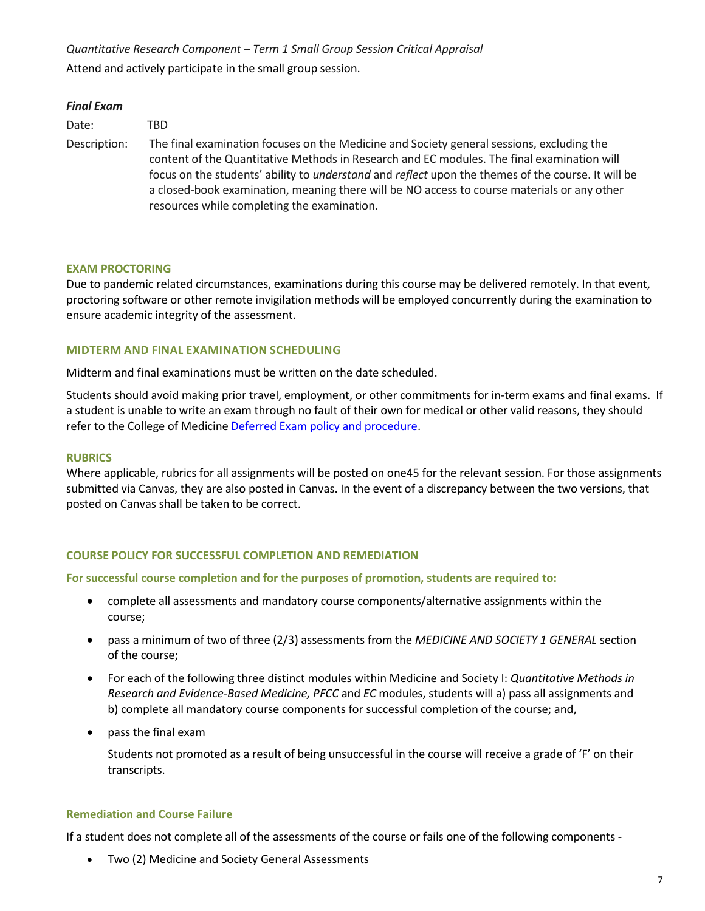*Quantitative Research Component – Term 1 Small Group Session Critical Appraisal*

Attend and actively participate in the small group session.

***Final Exam***

Date: TBD

Description: The final examination focuses on the Medicine and Society general sessions, excluding the content of the Quantitative Methods in Research and EC modules. The final examination will focus on the students' ability to *understand* and *reflect* upon the themes of the course. It will be a closed-book examination, meaning there will be NO access to course materials or any other resources while completing the examination.

#### EXAM PROCTORING

Due to pandemic related circumstances, examinations during this course may be delivered remotely. In that event, proctoring software or other remote invigilation methods will be employed concurrently during the examination to ensure academic integrity of the assessment.

#### MIDTERM AND FINAL EXAMINATION SCHEDULING

Midterm and final examinations must be written on the date scheduled.

Students should avoid making prior travel, employment, or other commitments for in-term exams and final exams. If a student is unable to write an exam through no fault of their own for medical or other valid reasons, they should refer to the College of Medicine Deferred Exam policy and procedure.

#### RUBRICS

Where applicable, rubrics for all assignments will be posted on one45 for the relevant session. For those assignments submitted via Canvas, they are also posted in Canvas. In the event of a discrepancy between the two versions, that posted on Canvas shall be taken to be correct.

#### COURSE POLICY FOR SUCCESSFUL COMPLETION AND REMEDIATION

**For successful course completion and for the purposes of promotion, students are required to:**

- complete all assessments and mandatory course components/alternative assignments within the course;
- pass a minimum of two of three (2/3) assessments from the *MEDICINE AND SOCIETY 1 GENERAL* section of the course;
- For each of the following three distinct modules within Medicine and Society I: *Quantitative Methods in Research and Evidence-Based Medicine, PFCC* and *EC* modules, students will a) pass all assignments and b) complete all mandatory course components for successful completion of the course; and,
- pass the final exam

  Students not promoted as a result of being unsuccessful in the course will receive a grade of 'F' on their transcripts.

#### Remediation and Course Failure

If a student does not complete all of the assessments of the course or fails one of the following components -

- Two (2) Medicine and Society General Assessments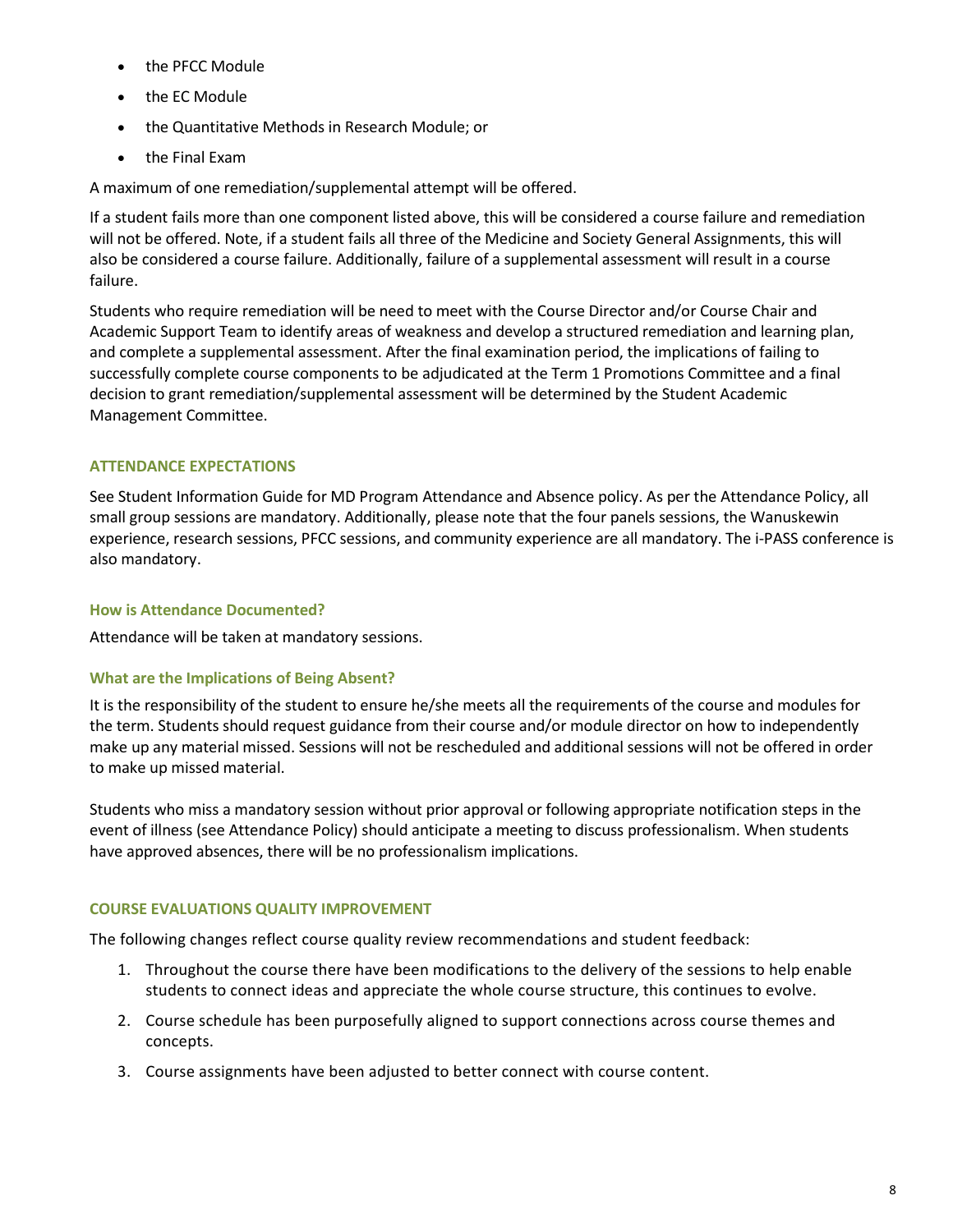- the PFCC Module
- the EC Module
- the Quantitative Methods in Research Module; or
- the Final Exam

A maximum of one remediation/supplemental attempt will be offered.

If a student fails more than one component listed above, this will be considered a course failure and remediation will not be offered. Note, if a student fails all three of the Medicine and Society General Assignments, this will also be considered a course failure. Additionally, failure of a supplemental assessment will result in a course failure.

Students who require remediation will be need to meet with the Course Director and/or Course Chair and Academic Support Team to identify areas of weakness and develop a structured remediation and learning plan, and complete a supplemental assessment. After the final examination period, the implications of failing to successfully complete course components to be adjudicated at the Term 1 Promotions Committee and a final decision to grant remediation/supplemental assessment will be determined by the Student Academic Management Committee.

## ATTENDANCE EXPECTATIONS

See Student Information Guide for MD Program Attendance and Absence policy. As per the Attendance Policy, all small group sessions are mandatory. Additionally, please note that the four panels sessions, the Wanuskewin experience, research sessions, PFCC sessions, and community experience are all mandatory. The i-PASS conference is also mandatory.

### How is Attendance Documented?

Attendance will be taken at mandatory sessions.

### What are the Implications of Being Absent?

It is the responsibility of the student to ensure he/she meets all the requirements of the course and modules for the term. Students should request guidance from their course and/or module director on how to independently make up any material missed. Sessions will not be rescheduled and additional sessions will not be offered in order to make up missed material.

Students who miss a mandatory session without prior approval or following appropriate notification steps in the event of illness (see Attendance Policy) should anticipate a meeting to discuss professionalism. When students have approved absences, there will be no professionalism implications.

## COURSE EVALUATIONS QUALITY IMPROVEMENT

The following changes reflect course quality review recommendations and student feedback:

1. Throughout the course there have been modifications to the delivery of the sessions to help enable students to connect ideas and appreciate the whole course structure, this continues to evolve.
2. Course schedule has been purposefully aligned to support connections across course themes and concepts.
3. Course assignments have been adjusted to better connect with course content.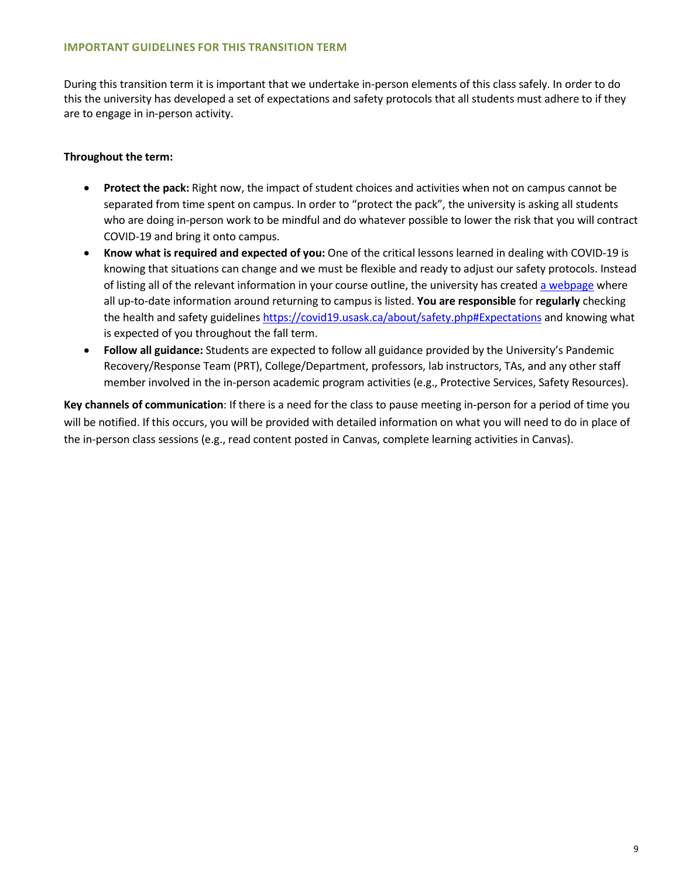## IMPORTANT GUIDELINES FOR THIS TRANSITION TERM

During this transition term it is important that we undertake in-person elements of this class safely. In order to do this the university has developed a set of expectations and safety protocols that all students must adhere to if they are to engage in in-person activity.

**Throughout the term:**

- **Protect the pack:** Right now, the impact of student choices and activities when not on campus cannot be separated from time spent on campus. In order to "protect the pack", the university is asking all students who are doing in-person work to be mindful and do whatever possible to lower the risk that you will contract COVID-19 and bring it onto campus.
- **Know what is required and expected of you:** One of the critical lessons learned in dealing with COVID-19 is knowing that situations can change and we must be flexible and ready to adjust our safety protocols. Instead of listing all of the relevant information in your course outline, the university has created [a webpage](https://covid19.usask.ca/about/safety.php#Expectations) where all up-to-date information around returning to campus is listed. **You are responsible** for **regularly** checking the health and safety guidelines https://covid19.usask.ca/about/safety.php#Expectations and knowing what is expected of you throughout the fall term.
- **Follow all guidance:** Students are expected to follow all guidance provided by the University's Pandemic Recovery/Response Team (PRT), College/Department, professors, lab instructors, TAs, and any other staff member involved in the in-person academic program activities (e.g., Protective Services, Safety Resources).

**Key channels of communication**: If there is a need for the class to pause meeting in-person for a period of time you will be notified. If this occurs, you will be provided with detailed information on what you will need to do in place of the in-person class sessions (e.g., read content posted in Canvas, complete learning activities in Canvas).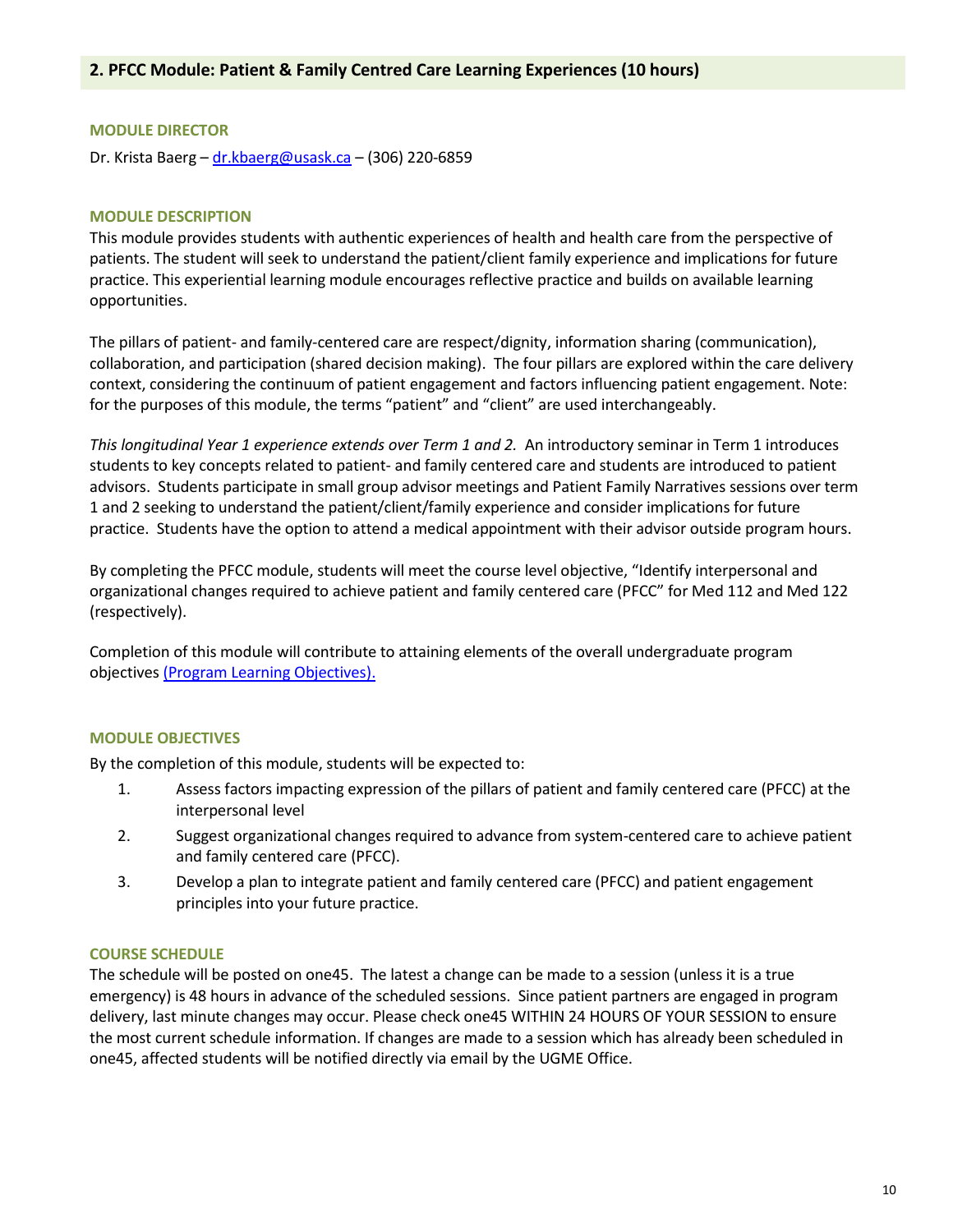## 2. PFCC Module: Patient & Family Centred Care Learning Experiences (10 hours)

### MODULE DIRECTOR

Dr. Krista Baerg – dr.kbaerg@usask.ca – (306) 220-6859

### MODULE DESCRIPTION

This module provides students with authentic experiences of health and health care from the perspective of patients. The student will seek to understand the patient/client family experience and implications for future practice. This experiential learning module encourages reflective practice and builds on available learning opportunities.

The pillars of patient- and family-centered care are respect/dignity, information sharing (communication), collaboration, and participation (shared decision making). The four pillars are explored within the care delivery context, considering the continuum of patient engagement and factors influencing patient engagement. Note: for the purposes of this module, the terms "patient" and "client" are used interchangeably.

*This longitudinal Year 1 experience extends over Term 1 and 2.* An introductory seminar in Term 1 introduces students to key concepts related to patient- and family centered care and students are introduced to patient advisors. Students participate in small group advisor meetings and Patient Family Narratives sessions over term 1 and 2 seeking to understand the patient/client/family experience and consider implications for future practice. Students have the option to attend a medical appointment with their advisor outside program hours.

By completing the PFCC module, students will meet the course level objective, "Identify interpersonal and organizational changes required to achieve patient and family centered care (PFCC" for Med 112 and Med 122 (respectively).

Completion of this module will contribute to attaining elements of the overall undergraduate program objectives (Program Learning Objectives).

### MODULE OBJECTIVES

By the completion of this module, students will be expected to:

1. Assess factors impacting expression of the pillars of patient and family centered care (PFCC) at the interpersonal level
2. Suggest organizational changes required to advance from system-centered care to achieve patient and family centered care (PFCC).
3. Develop a plan to integrate patient and family centered care (PFCC) and patient engagement principles into your future practice.

### COURSE SCHEDULE

The schedule will be posted on one45. The latest a change can be made to a session (unless it is a true emergency) is 48 hours in advance of the scheduled sessions. Since patient partners are engaged in program delivery, last minute changes may occur. Please check one45 WITHIN 24 HOURS OF YOUR SESSION to ensure the most current schedule information. If changes are made to a session which has already been scheduled in one45, affected students will be notified directly via email by the UGME Office.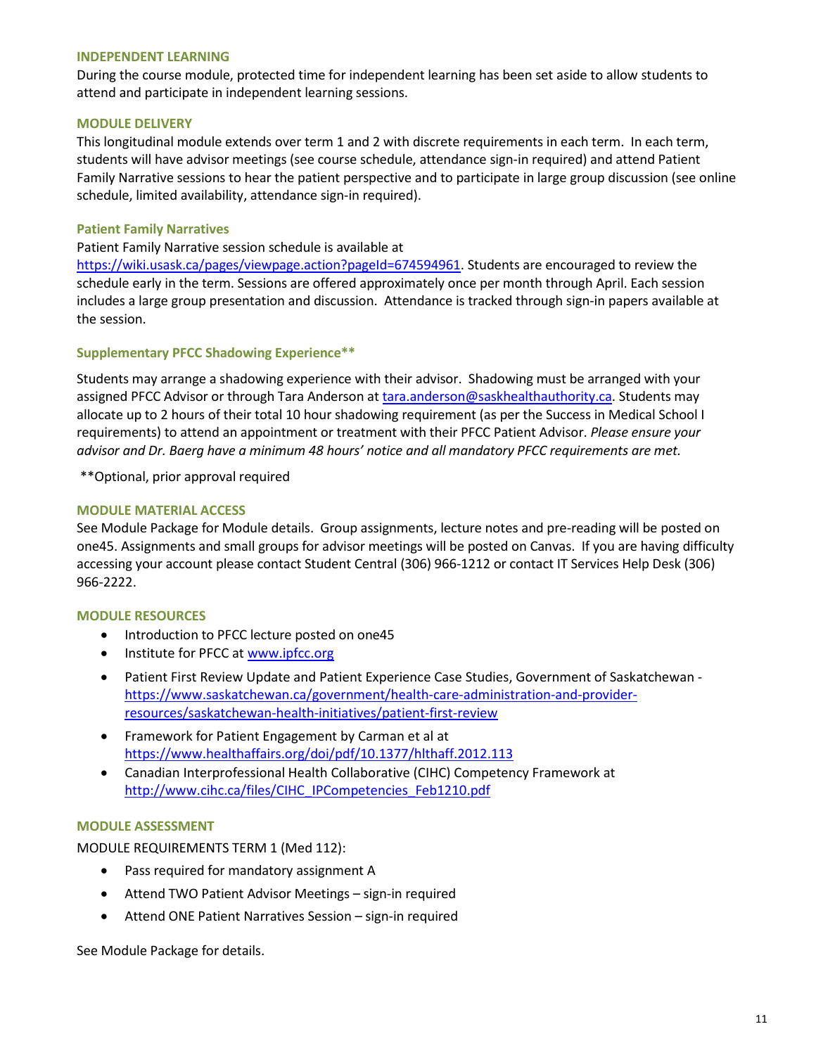### INDEPENDENT LEARNING

During the course module, protected time for independent learning has been set aside to allow students to attend and participate in independent learning sessions.

### MODULE DELIVERY

This longitudinal module extends over term 1 and 2 with discrete requirements in each term. In each term, students will have advisor meetings (see course schedule, attendance sign-in required) and attend Patient Family Narrative sessions to hear the patient perspective and to participate in large group discussion (see online schedule, limited availability, attendance sign-in required).

#### Patient Family Narratives

Patient Family Narrative session schedule is available at https://wiki.usask.ca/pages/viewpage.action?pageId=674594961. Students are encouraged to review the schedule early in the term. Sessions are offered approximately once per month through April. Each session includes a large group presentation and discussion. Attendance is tracked through sign-in papers available at the session.

#### Supplementary PFCC Shadowing Experience**

Students may arrange a shadowing experience with their advisor. Shadowing must be arranged with your assigned PFCC Advisor or through Tara Anderson at tara.anderson@saskhealthauthority.ca. Students may allocate up to 2 hours of their total 10 hour shadowing requirement (as per the Success in Medical School I requirements) to attend an appointment or treatment with their PFCC Patient Advisor. *Please ensure your advisor and Dr. Baerg have a minimum 48 hours' notice and all mandatory PFCC requirements are met.*

**Optional, prior approval required

### MODULE MATERIAL ACCESS

See Module Package for Module details. Group assignments, lecture notes and pre-reading will be posted on one45. Assignments and small groups for advisor meetings will be posted on Canvas. If you are having difficulty accessing your account please contact Student Central (306) 966-1212 or contact IT Services Help Desk (306) 966-2222.

### MODULE RESOURCES

- Introduction to PFCC lecture posted on one45
- Institute for PFCC at www.ipfcc.org
- Patient First Review Update and Patient Experience Case Studies, Government of Saskatchewan - https://www.saskatchewan.ca/government/health-care-administration-and-provider-resources/saskatchewan-health-initiatives/patient-first-review
- Framework for Patient Engagement by Carman et al at https://www.healthaffairs.org/doi/pdf/10.1377/hlthaff.2012.113
- Canadian Interprofessional Health Collaborative (CIHC) Competency Framework at http://www.cihc.ca/files/CIHC_IPCompetencies_Feb1210.pdf

### MODULE ASSESSMENT

MODULE REQUIREMENTS TERM 1 (Med 112):

- Pass required for mandatory assignment A
- Attend TWO Patient Advisor Meetings – sign-in required
- Attend ONE Patient Narratives Session – sign-in required

See Module Package for details.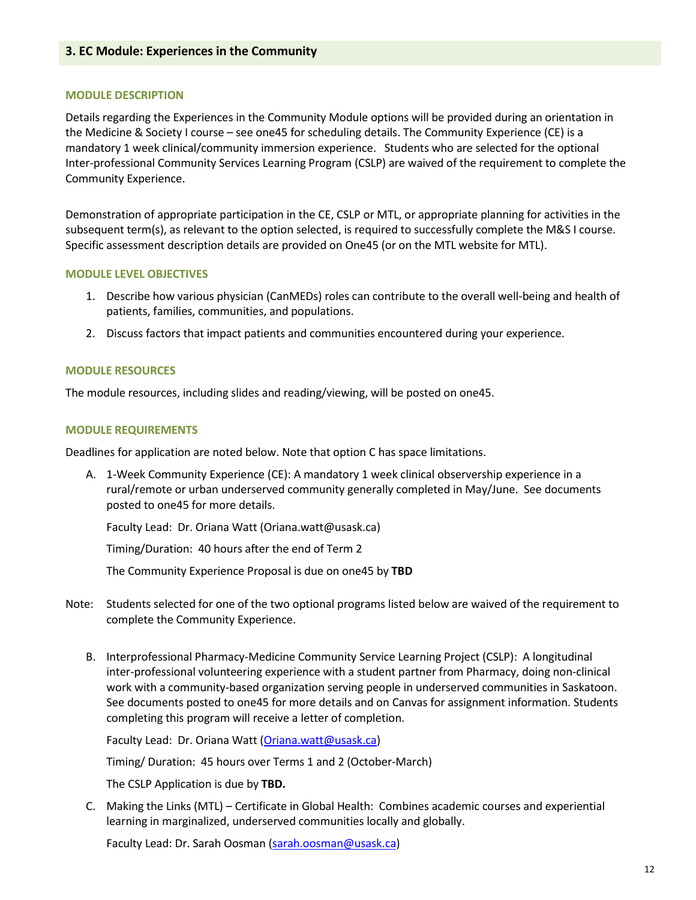## 3. EC Module: Experiences in the Community

### MODULE DESCRIPTION

Details regarding the Experiences in the Community Module options will be provided during an orientation in the Medicine & Society I course – see one45 for scheduling details. The Community Experience (CE) is a mandatory 1 week clinical/community immersion experience. Students who are selected for the optional Inter-professional Community Services Learning Program (CSLP) are waived of the requirement to complete the Community Experience.

Demonstration of appropriate participation in the CE, CSLP or MTL, or appropriate planning for activities in the subsequent term(s), as relevant to the option selected, is required to successfully complete the M&S I course. Specific assessment description details are provided on One45 (or on the MTL website for MTL).

### MODULE LEVEL OBJECTIVES

1. Describe how various physician (CanMEDs) roles can contribute to the overall well-being and health of patients, families, communities, and populations.
2. Discuss factors that impact patients and communities encountered during your experience.

### MODULE RESOURCES

The module resources, including slides and reading/viewing, will be posted on one45.

### MODULE REQUIREMENTS

Deadlines for application are noted below. Note that option C has space limitations.

A. 1-Week Community Experience (CE): A mandatory 1 week clinical observership experience in a rural/remote or urban underserved community generally completed in May/June. See documents posted to one45 for more details.

   Faculty Lead: Dr. Oriana Watt (Oriana.watt@usask.ca)

   Timing/Duration: 40 hours after the end of Term 2

   The Community Experience Proposal is due on one45 by **TBD**

Note: Students selected for one of the two optional programs listed below are waived of the requirement to complete the Community Experience.

B. Interprofessional Pharmacy-Medicine Community Service Learning Project (CSLP): A longitudinal inter-professional volunteering experience with a student partner from Pharmacy, doing non-clinical work with a community-based organization serving people in underserved communities in Saskatoon. See documents posted to one45 for more details and on Canvas for assignment information. Students completing this program will receive a letter of completion.

   Faculty Lead: Dr. Oriana Watt (Oriana.watt@usask.ca)

   Timing/ Duration: 45 hours over Terms 1 and 2 (October-March)

   The CSLP Application is due by **TBD.**

C. Making the Links (MTL) – Certificate in Global Health: Combines academic courses and experiential learning in marginalized, underserved communities locally and globally.

   Faculty Lead: Dr. Sarah Oosman (sarah.oosman@usask.ca)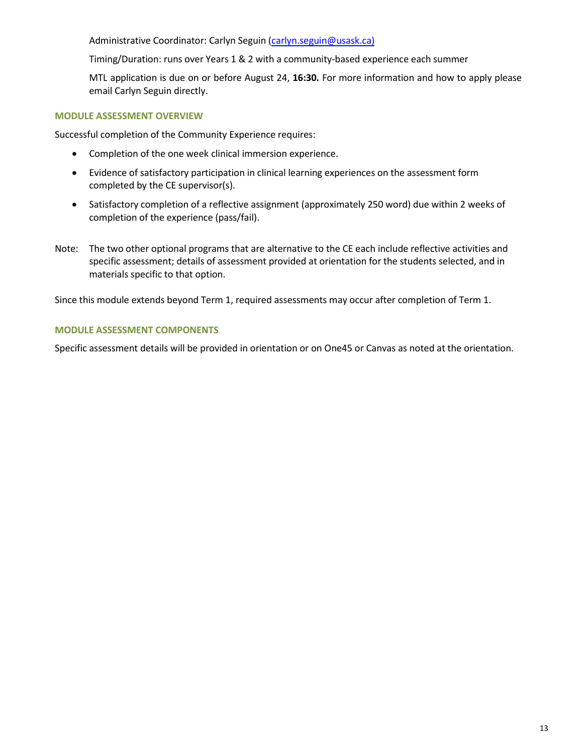Administrative Coordinator: Carlyn Seguin (carlyn.seguin@usask.ca)

Timing/Duration: runs over Years 1 & 2 with a community-based experience each summer

MTL application is due on or before August 24, **16:30.** For more information and how to apply please email Carlyn Seguin directly.

### MODULE ASSESSMENT OVERVIEW

Successful completion of the Community Experience requires:

- Completion of the one week clinical immersion experience.
- Evidence of satisfactory participation in clinical learning experiences on the assessment form completed by the CE supervisor(s).
- Satisfactory completion of a reflective assignment (approximately 250 word) due within 2 weeks of completion of the experience (pass/fail).

Note: The two other optional programs that are alternative to the CE each include reflective activities and specific assessment; details of assessment provided at orientation for the students selected, and in materials specific to that option.

Since this module extends beyond Term 1, required assessments may occur after completion of Term 1.

### MODULE ASSESSMENT COMPONENTS

Specific assessment details will be provided in orientation or on One45 or Canvas as noted at the orientation.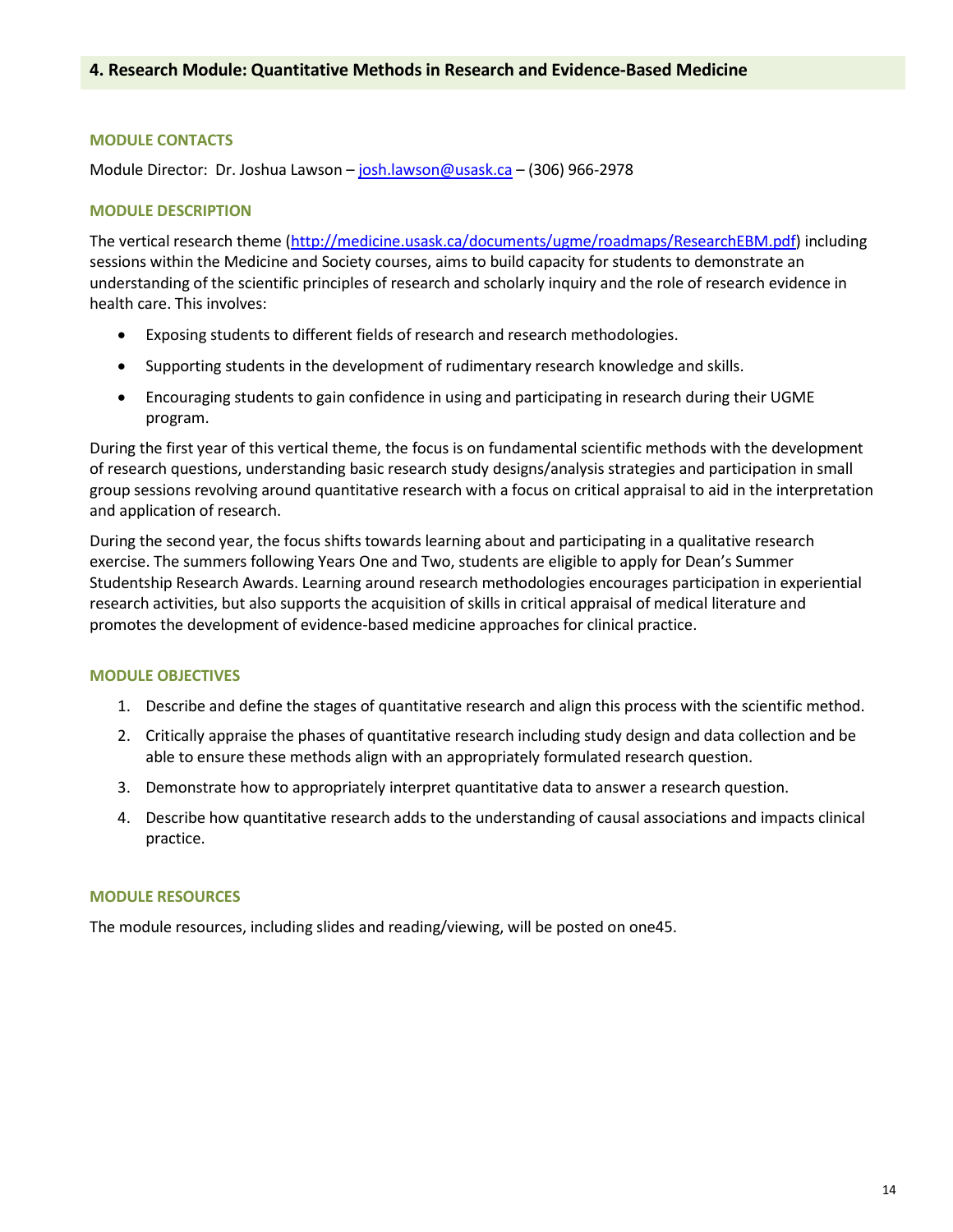## 4. Research Module: Quantitative Methods in Research and Evidence-Based Medicine

### MODULE CONTACTS

Module Director: Dr. Joshua Lawson – josh.lawson@usask.ca – (306) 966-2978

### MODULE DESCRIPTION

The vertical research theme (http://medicine.usask.ca/documents/ugme/roadmaps/ResearchEBM.pdf) including sessions within the Medicine and Society courses, aims to build capacity for students to demonstrate an understanding of the scientific principles of research and scholarly inquiry and the role of research evidence in health care. This involves:

- Exposing students to different fields of research and research methodologies.
- Supporting students in the development of rudimentary research knowledge and skills.
- Encouraging students to gain confidence in using and participating in research during their UGME program.

During the first year of this vertical theme, the focus is on fundamental scientific methods with the development of research questions, understanding basic research study designs/analysis strategies and participation in small group sessions revolving around quantitative research with a focus on critical appraisal to aid in the interpretation and application of research.

During the second year, the focus shifts towards learning about and participating in a qualitative research exercise. The summers following Years One and Two, students are eligible to apply for Dean's Summer Studentship Research Awards. Learning around research methodologies encourages participation in experiential research activities, but also supports the acquisition of skills in critical appraisal of medical literature and promotes the development of evidence-based medicine approaches for clinical practice.

### MODULE OBJECTIVES

1. Describe and define the stages of quantitative research and align this process with the scientific method.
2. Critically appraise the phases of quantitative research including study design and data collection and be able to ensure these methods align with an appropriately formulated research question.
3. Demonstrate how to appropriately interpret quantitative data to answer a research question.
4. Describe how quantitative research adds to the understanding of causal associations and impacts clinical practice.

### MODULE RESOURCES

The module resources, including slides and reading/viewing, will be posted on one45.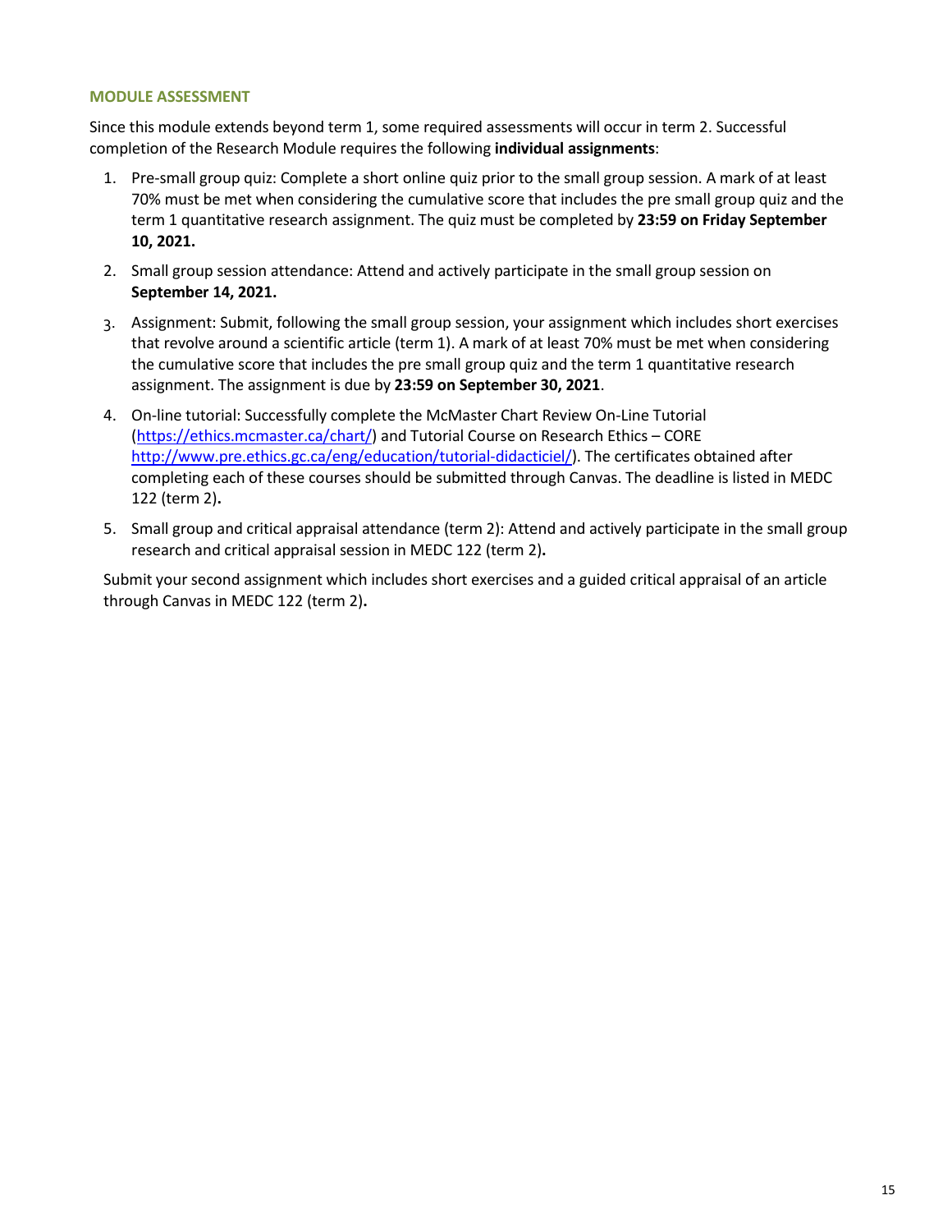## MODULE ASSESSMENT

Since this module extends beyond term 1, some required assessments will occur in term 2. Successful completion of the Research Module requires the following **individual assignments**:

1. Pre-small group quiz: Complete a short online quiz prior to the small group session. A mark of at least 70% must be met when considering the cumulative score that includes the pre small group quiz and the term 1 quantitative research assignment. The quiz must be completed by **23:59 on Friday September 10, 2021.**
2. Small group session attendance: Attend and actively participate in the small group session on **September 14, 2021.**
3. Assignment: Submit, following the small group session, your assignment which includes short exercises that revolve around a scientific article (term 1). A mark of at least 70% must be met when considering the cumulative score that includes the pre small group quiz and the term 1 quantitative research assignment. The assignment is due by **23:59 on September 30, 2021**.
4. On-line tutorial: Successfully complete the McMaster Chart Review On-Line Tutorial (https://ethics.mcmaster.ca/chart/) and Tutorial Course on Research Ethics – CORE http://www.pre.ethics.gc.ca/eng/education/tutorial-didacticiel/). The certificates obtained after completing each of these courses should be submitted through Canvas. The deadline is listed in MEDC 122 (term 2)**.**
5. Small group and critical appraisal attendance (term 2): Attend and actively participate in the small group research and critical appraisal session in MEDC 122 (term 2)**.**

Submit your second assignment which includes short exercises and a guided critical appraisal of an article through Canvas in MEDC 122 (term 2)**.**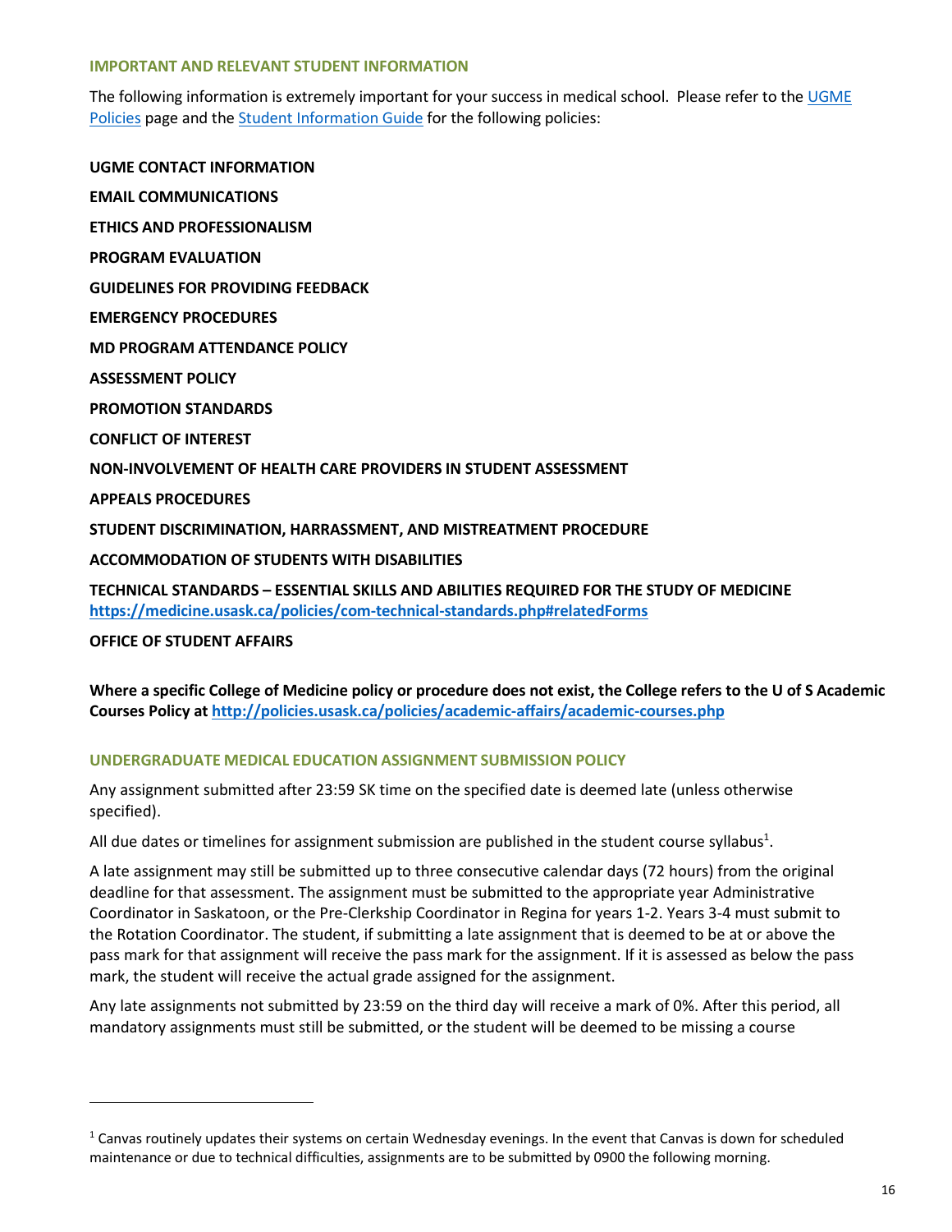## IMPORTANT AND RELEVANT STUDENT INFORMATION

The following information is extremely important for your success in medical school. Please refer to the [UGME Policies](#) page and the [Student Information Guide](#) for the following policies:

**UGME CONTACT INFORMATION**

**EMAIL COMMUNICATIONS**

**ETHICS AND PROFESSIONALISM**

**PROGRAM EVALUATION**

**GUIDELINES FOR PROVIDING FEEDBACK**

**EMERGENCY PROCEDURES**

**MD PROGRAM ATTENDANCE POLICY**

**ASSESSMENT POLICY**

**PROMOTION STANDARDS**

**CONFLICT OF INTEREST**

**NON-INVOLVEMENT OF HEALTH CARE PROVIDERS IN STUDENT ASSESSMENT**

**APPEALS PROCEDURES**

**STUDENT DISCRIMINATION, HARRASSMENT, AND MISTREATMENT PROCEDURE**

**ACCOMMODATION OF STUDENTS WITH DISABILITIES**

**TECHNICAL STANDARDS – ESSENTIAL SKILLS AND ABILITIES REQUIRED FOR THE STUDY OF MEDICINE**
**https://medicine.usask.ca/policies/com-technical-standards.php#relatedForms**

**OFFICE OF STUDENT AFFAIRS**

**Where a specific College of Medicine policy or procedure does not exist, the College refers to the U of S Academic Courses Policy at http://policies.usask.ca/policies/academic-affairs/academic-courses.php**

## UNDERGRADUATE MEDICAL EDUCATION ASSIGNMENT SUBMISSION POLICY

Any assignment submitted after 23:59 SK time on the specified date is deemed late (unless otherwise specified).

All due dates or timelines for assignment submission are published in the student course syllabus[1].

A late assignment may still be submitted up to three consecutive calendar days (72 hours) from the original deadline for that assessment. The assignment must be submitted to the appropriate year Administrative Coordinator in Saskatoon, or the Pre-Clerkship Coordinator in Regina for years 1-2. Years 3-4 must submit to the Rotation Coordinator. The student, if submitting a late assignment that is deemed to be at or above the pass mark for that assignment will receive the pass mark for the assignment. If it is assessed as below the pass mark, the student will receive the actual grade assigned for the assignment.

Any late assignments not submitted by 23:59 on the third day will receive a mark of 0%. After this period, all mandatory assignments must still be submitted, or the student will be deemed to be missing a course

---

[1] Canvas routinely updates their systems on certain Wednesday evenings. In the event that Canvas is down for scheduled maintenance or due to technical difficulties, assignments are to be submitted by 0900 the following morning.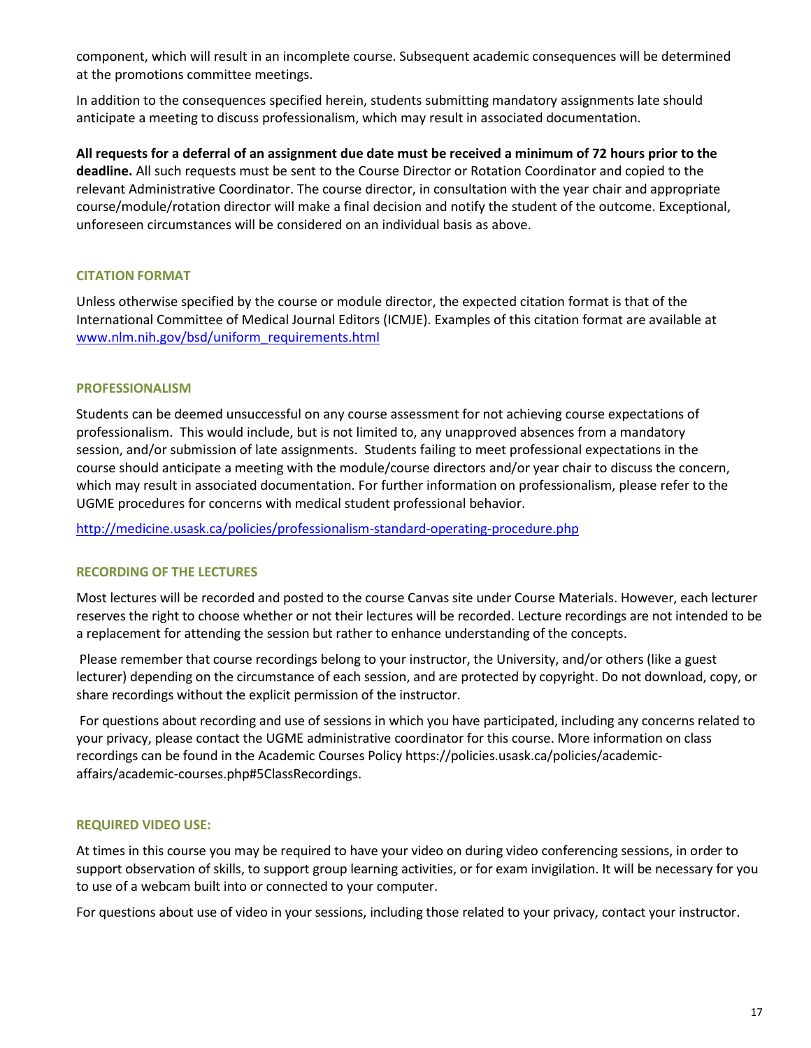component, which will result in an incomplete course. Subsequent academic consequences will be determined at the promotions committee meetings.

In addition to the consequences specified herein, students submitting mandatory assignments late should anticipate a meeting to discuss professionalism, which may result in associated documentation.

**All requests for a deferral of an assignment due date must be received a minimum of 72 hours prior to the deadline.** All such requests must be sent to the Course Director or Rotation Coordinator and copied to the relevant Administrative Coordinator. The course director, in consultation with the year chair and appropriate course/module/rotation director will make a final decision and notify the student of the outcome. Exceptional, unforeseen circumstances will be considered on an individual basis as above.

### CITATION FORMAT

Unless otherwise specified by the course or module director, the expected citation format is that of the International Committee of Medical Journal Editors (ICMJE). Examples of this citation format are available at [www.nlm.nih.gov/bsd/uniform_requirements.html](www.nlm.nih.gov/bsd/uniform_requirements.html)

### PROFESSIONALISM

Students can be deemed unsuccessful on any course assessment for not achieving course expectations of professionalism. This would include, but is not limited to, any unapproved absences from a mandatory session, and/or submission of late assignments. Students failing to meet professional expectations in the course should anticipate a meeting with the module/course directors and/or year chair to discuss the concern, which may result in associated documentation. For further information on professionalism, please refer to the UGME procedures for concerns with medical student professional behavior.

[http://medicine.usask.ca/policies/professionalism-standard-operating-procedure.php](http://medicine.usask.ca/policies/professionalism-standard-operating-procedure.php)

### RECORDING OF THE LECTURES

Most lectures will be recorded and posted to the course Canvas site under Course Materials. However, each lecturer reserves the right to choose whether or not their lectures will be recorded. Lecture recordings are not intended to be a replacement for attending the session but rather to enhance understanding of the concepts.

Please remember that course recordings belong to your instructor, the University, and/or others (like a guest lecturer) depending on the circumstance of each session, and are protected by copyright. Do not download, copy, or share recordings without the explicit permission of the instructor.

For questions about recording and use of sessions in which you have participated, including any concerns related to your privacy, please contact the UGME administrative coordinator for this course. More information on class recordings can be found in the Academic Courses Policy https://policies.usask.ca/policies/academic-affairs/academic-courses.php#5ClassRecordings.

### REQUIRED VIDEO USE:

At times in this course you may be required to have your video on during video conferencing sessions, in order to support observation of skills, to support group learning activities, or for exam invigilation. It will be necessary for you to use of a webcam built into or connected to your computer.

For questions about use of video in your sessions, including those related to your privacy, contact your instructor.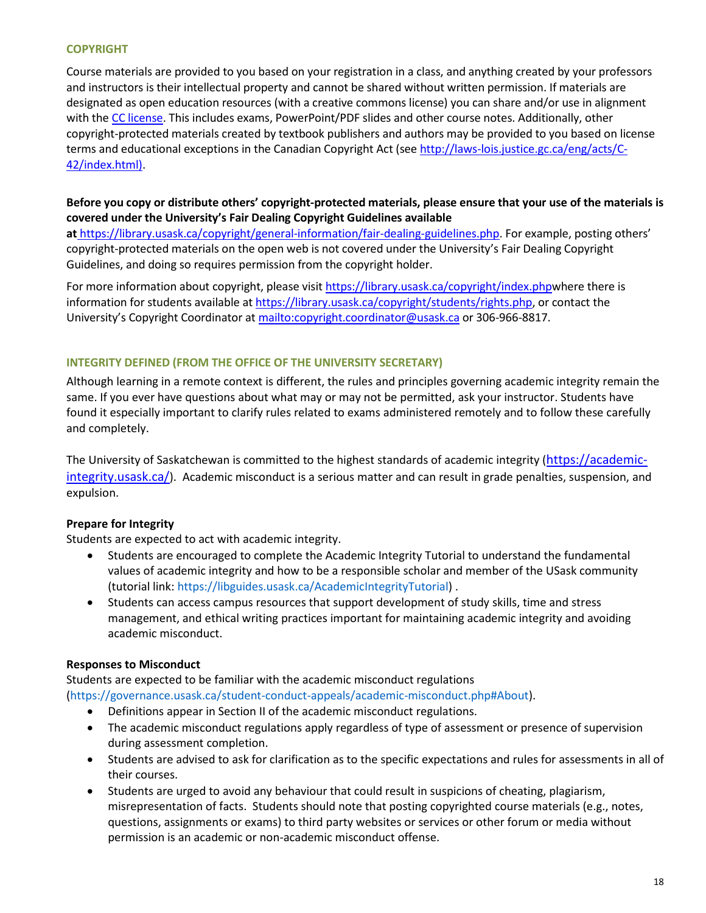## COPYRIGHT

Course materials are provided to you based on your registration in a class, and anything created by your professors and instructors is their intellectual property and cannot be shared without written permission. If materials are designated as open education resources (with a creative commons license) you can share and/or use in alignment with the [CC license](). This includes exams, PowerPoint/PDF slides and other course notes. Additionally, other copyright-protected materials created by textbook publishers and authors may be provided to you based on license terms and educational exceptions in the Canadian Copyright Act (see [http://laws-lois.justice.gc.ca/eng/acts/C-42/index.html)](http://laws-lois.justice.gc.ca/eng/acts/C-42/index.html).

**Before you copy or distribute others' copyright-protected materials, please ensure that your use of the materials is covered under the University's Fair Dealing Copyright Guidelines available at** https://library.usask.ca/copyright/general-information/fair-dealing-guidelines.php. For example, posting others' copyright-protected materials on the open web is not covered under the University's Fair Dealing Copyright Guidelines, and doing so requires permission from the copyright holder.

For more information about copyright, please visit https://library.usask.ca/copyright/index.phpwhere there is information for students available at https://library.usask.ca/copyright/students/rights.php, or contact the University's Copyright Coordinator at mailto:copyright.coordinator@usask.ca or 306-966-8817.

## INTEGRITY DEFINED (FROM THE OFFICE OF THE UNIVERSITY SECRETARY)

Although learning in a remote context is different, the rules and principles governing academic integrity remain the same. If you ever have questions about what may or may not be permitted, ask your instructor. Students have found it especially important to clarify rules related to exams administered remotely and to follow these carefully and completely.

The University of Saskatchewan is committed to the highest standards of academic integrity (https://academic-integrity.usask.ca/). Academic misconduct is a serious matter and can result in grade penalties, suspension, and expulsion.

**Prepare for Integrity**

Students are expected to act with academic integrity.

- Students are encouraged to complete the Academic Integrity Tutorial to understand the fundamental values of academic integrity and how to be a responsible scholar and member of the USask community (tutorial link: https://libguides.usask.ca/AcademicIntegrityTutorial) .
- Students can access campus resources that support development of study skills, time and stress management, and ethical writing practices important for maintaining academic integrity and avoiding academic misconduct.

**Responses to Misconduct**

Students are expected to be familiar with the academic misconduct regulations (https://governance.usask.ca/student-conduct-appeals/academic-misconduct.php#About).

- Definitions appear in Section II of the academic misconduct regulations.
- The academic misconduct regulations apply regardless of type of assessment or presence of supervision during assessment completion.
- Students are advised to ask for clarification as to the specific expectations and rules for assessments in all of their courses.
- Students are urged to avoid any behaviour that could result in suspicions of cheating, plagiarism, misrepresentation of facts. Students should note that posting copyrighted course materials (e.g., notes, questions, assignments or exams) to third party websites or services or other forum or media without permission is an academic or non-academic misconduct offense.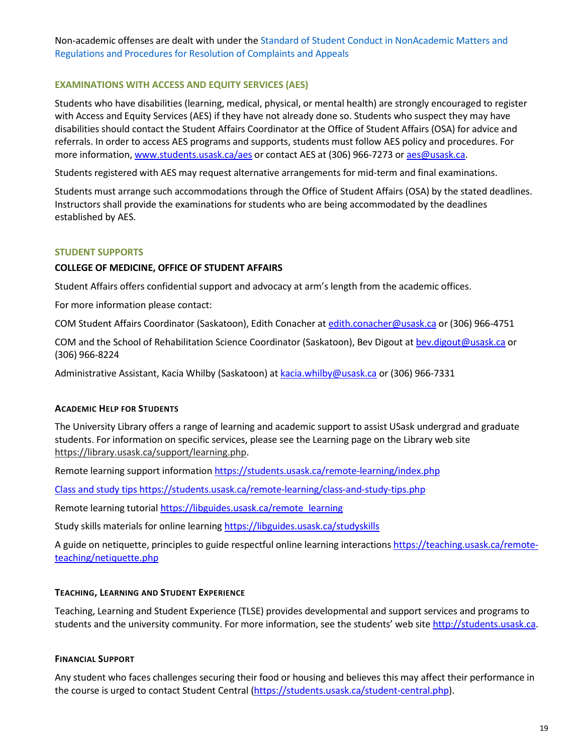Non-academic offenses are dealt with under the [Standard of Student Conduct in NonAcademic Matters and Regulations and Procedures for Resolution of Complaints and Appeals]

## EXAMINATIONS WITH ACCESS AND EQUITY SERVICES (AES)

Students who have disabilities (learning, medical, physical, or mental health) are strongly encouraged to register with Access and Equity Services (AES) if they have not already done so. Students who suspect they may have disabilities should contact the Student Affairs Coordinator at the Office of Student Affairs (OSA) for advice and referrals. In order to access AES programs and supports, students must follow AES policy and procedures. For more information, www.students.usask.ca/aes or contact AES at (306) 966-7273 or aes@usask.ca.

Students registered with AES may request alternative arrangements for mid-term and final examinations.

Students must arrange such accommodations through the Office of Student Affairs (OSA) by the stated deadlines. Instructors shall provide the examinations for students who are being accommodated by the deadlines established by AES.

## STUDENT SUPPORTS

### COLLEGE OF MEDICINE, OFFICE OF STUDENT AFFAIRS

Student Affairs offers confidential support and advocacy at arm's length from the academic offices.

For more information please contact:

COM Student Affairs Coordinator (Saskatoon), Edith Conacher at edith.conacher@usask.ca or (306) 966-4751

COM and the School of Rehabilitation Science Coordinator (Saskatoon), Bev Digout at bev.digout@usask.ca or (306) 966-8224

Administrative Assistant, Kacia Whilby (Saskatoon) at kacia.whilby@usask.ca or (306) 966-7331

### ACADEMIC HELP FOR STUDENTS

The University Library offers a range of learning and academic support to assist USask undergrad and graduate students. For information on specific services, please see the Learning page on the Library web site https://library.usask.ca/support/learning.php.

Remote learning support information https://students.usask.ca/remote-learning/index.php

Class and study tips https://students.usask.ca/remote-learning/class-and-study-tips.php

Remote learning tutorial https://libguides.usask.ca/remote_learning

Study skills materials for online learning https://libguides.usask.ca/studyskills

A guide on netiquette, principles to guide respectful online learning interactions https://teaching.usask.ca/remote-teaching/netiquette.php

### TEACHING, LEARNING AND STUDENT EXPERIENCE

Teaching, Learning and Student Experience (TLSE) provides developmental and support services and programs to students and the university community. For more information, see the students' web site http://students.usask.ca.

### FINANCIAL SUPPORT

Any student who faces challenges securing their food or housing and believes this may affect their performance in the course is urged to contact Student Central (https://students.usask.ca/student-central.php).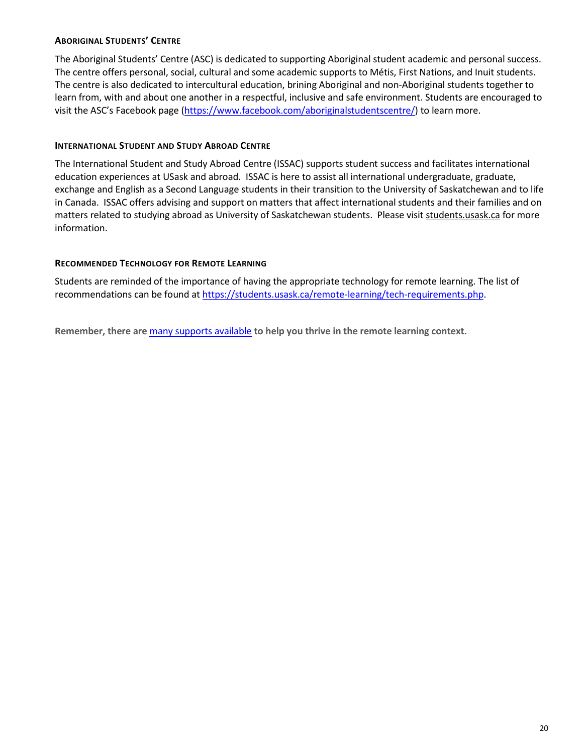#### Aboriginal Students' Centre

The Aboriginal Students' Centre (ASC) is dedicated to supporting Aboriginal student academic and personal success. The centre offers personal, social, cultural and some academic supports to Métis, First Nations, and Inuit students. The centre is also dedicated to intercultural education, brining Aboriginal and non-Aboriginal students together to learn from, with and about one another in a respectful, inclusive and safe environment. Students are encouraged to visit the ASC's Facebook page (https://www.facebook.com/aboriginalstudentscentre/) to learn more.

#### International Student and Study Abroad Centre

The International Student and Study Abroad Centre (ISSAC) supports student success and facilitates international education experiences at USask and abroad. ISSAC is here to assist all international undergraduate, graduate, exchange and English as a Second Language students in their transition to the University of Saskatchewan and to life in Canada. ISSAC offers advising and support on matters that affect international students and their families and on matters related to studying abroad as University of Saskatchewan students. Please visit students.usask.ca for more information.

#### Recommended Technology for Remote Learning

Students are reminded of the importance of having the appropriate technology for remote learning. The list of recommendations can be found at https://students.usask.ca/remote-learning/tech-requirements.php.

**Remember, there are many supports available to help you thrive in the remote learning context.**